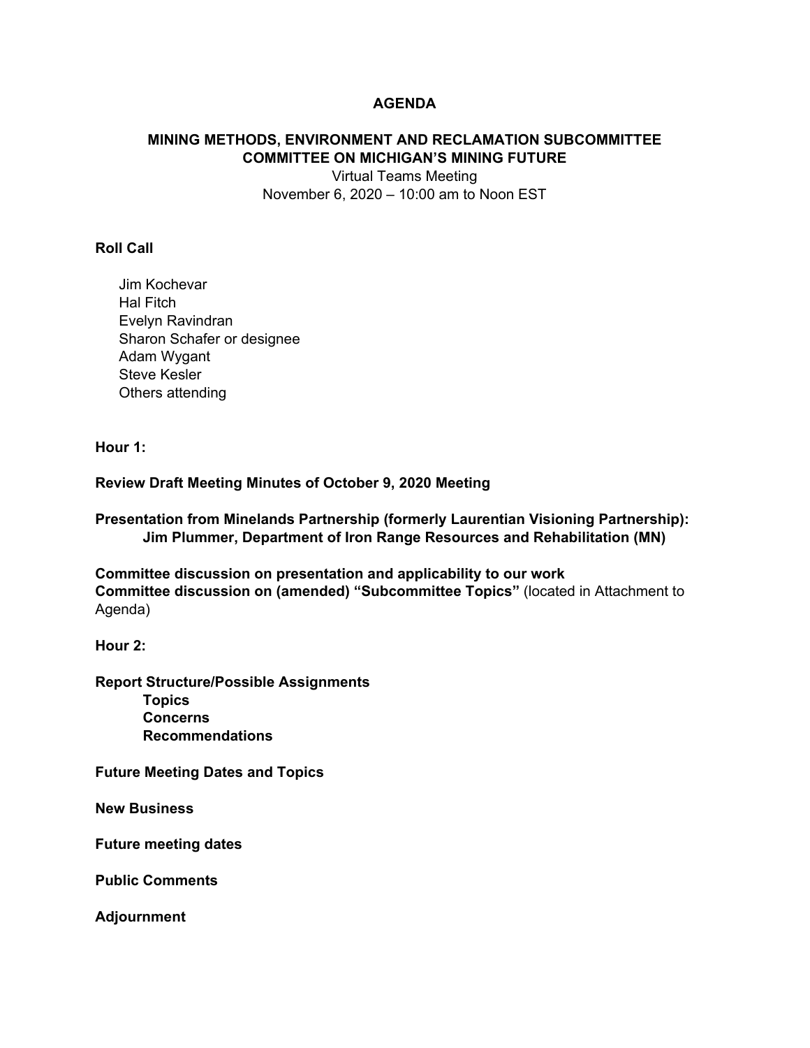# AGENDA

## MINING METHODS, ENVIRONMENT AND RECLAMATION SUBCOMMITTEE
## COMMITTEE ON MICHIGAN'S MINING FUTURE

Virtual Teams Meeting
November 6, 2020 – 10:00 am to Noon EST

**Roll Call**

Jim Kochevar
Hal Fitch
Evelyn Ravindran
Sharon Schafer or designee
Adam Wygant
Steve Kesler
Others attending

**Hour 1:**

**Review Draft Meeting Minutes of October 9, 2020 Meeting**

**Presentation from Minelands Partnership (formerly Laurentian Visioning Partnership):**
**Jim Plummer, Department of Iron Range Resources and Rehabilitation (MN)**

**Committee discussion on presentation and applicability to our work**
**Committee discussion on (amended) "Subcommittee Topics"** (located in Attachment to Agenda)

**Hour 2:**

**Report Structure/Possible Assignments**
- **Topics**
- **Concerns**
- **Recommendations**

**Future Meeting Dates and Topics**

**New Business**

**Future meeting dates**

**Public Comments**

**Adjournment**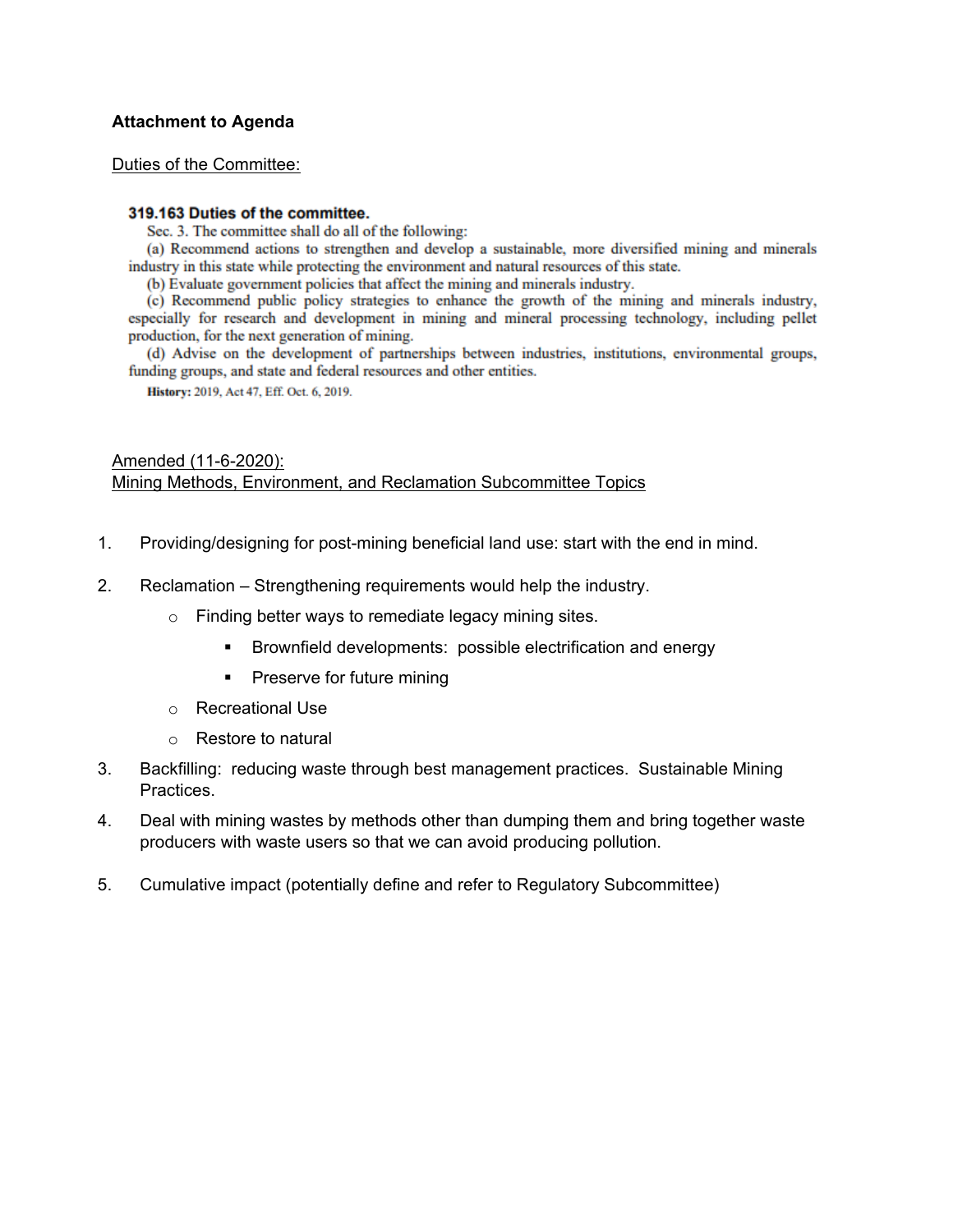**Attachment to Agenda**

Duties of the Committee:

**319.163 Duties of the committee.**

Sec. 3. The committee shall do all of the following:

(a) Recommend actions to strengthen and develop a sustainable, more diversified mining and minerals industry in this state while protecting the environment and natural resources of this state.

(b) Evaluate government policies that affect the mining and minerals industry.

(c) Recommend public policy strategies to enhance the growth of the mining and minerals industry, especially for research and development in mining and mineral processing technology, including pellet production, for the next generation of mining.

(d) Advise on the development of partnerships between industries, institutions, environmental groups, funding groups, and state and federal resources and other entities.

**History:** 2019, Act 47, Eff. Oct. 6, 2019.

Amended (11-6-2020):
Mining Methods, Environment, and Reclamation Subcommittee Topics

1. Providing/designing for post-mining beneficial land use: start with the end in mind.
2. Reclamation – Strengthening requirements would help the industry.
   - Finding better ways to remediate legacy mining sites.
     - Brownfield developments: possible electrification and energy
     - Preserve for future mining
   - Recreational Use
   - Restore to natural
3. Backfilling: reducing waste through best management practices. Sustainable Mining Practices.
4. Deal with mining wastes by methods other than dumping them and bring together waste producers with waste users so that we can avoid producing pollution.
5. Cumulative impact (potentially define and refer to Regulatory Subcommittee)